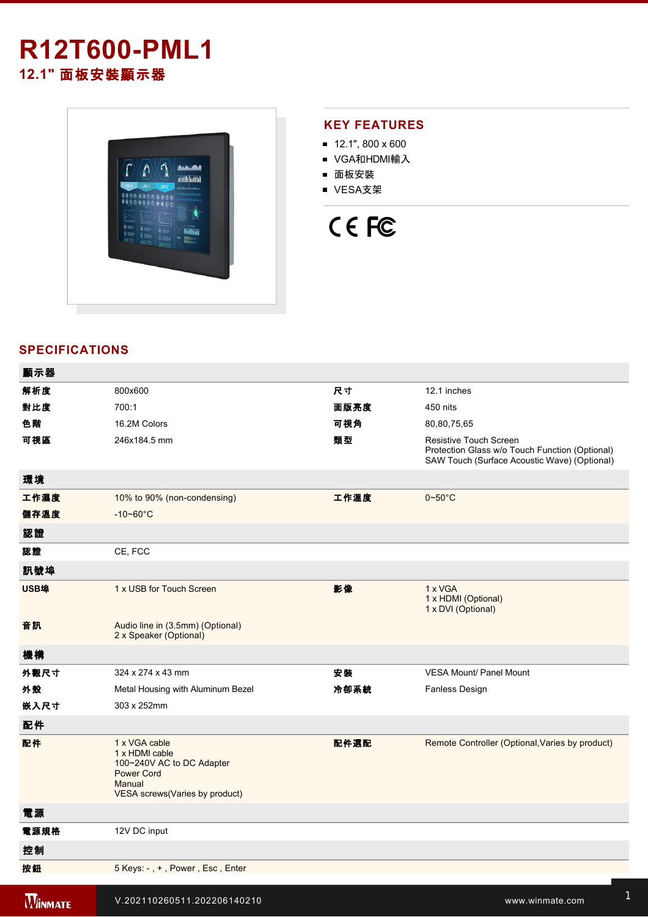# R12T600-PML1

## 12.1" 面板安裝顯示器

## KEY FEATURES

- 12.1", 800 x 600
- VGA和HDMI輸入
- 面板安裝
- VESA支架

## SPECIFICATIONS

| **顯示器** | | | |
|---|---|---|---|
| **解析度** | 800x600 | **尺寸** | 12.1 inches |
| **對比度** | 700:1 | **面版亮度** | 450 nits |
| **色階** | 16.2M Colors | **可視角** | 80,80,75,65 |
| **可視區** | 246x184.5 mm | **類型** | Resistive Touch Screen<br>Protection Glass w/o Touch Function (Optional)<br>SAW Touch (Surface Acoustic Wave) (Optional) |
| **環境** | | | |
| **工作濕度** | 10% to 90% (non-condensing) | **工作溫度** | 0~50°C |
| **儲存溫度** | -10~60°C | | |
| **認證** | | | |
| **認證** | CE, FCC | | |
| **訊號埠** | | | |
| **USB埠** | 1 x USB for Touch Screen | **影像** | 1 x VGA<br>1 x HDMI (Optional)<br>1 x DVI (Optional) |
| **音訊** | Audio line in (3.5mm) (Optional)<br>2 x Speaker (Optional) | | |
| **機構** | | | |
| **外觀尺寸** | 324 x 274 x 43 mm | **安裝** | VESA Mount/ Panel Mount |
| **外殼** | Metal Housing with Aluminum Bezel | **冷卻系統** | Fanless Design |
| **嵌入尺寸** | 303 x 252mm | | |
| **配件** | | | |
| **配件** | 1 x VGA cable<br>1 x HDMI cable<br>100~240V AC to DC Adapter<br>Power Cord<br>Manual<br>VESA screws(Varies by product) | **配件選配** | Remote Controller (Optional,Varies by product) |
| **電源** | | | |
| **電源規格** | 12V DC input | | |
| **控制** | | | |
| **按鈕** | 5 Keys: - , + , Power , Esc , Enter | | |

V.202110260511.202206140210

www.winmate.com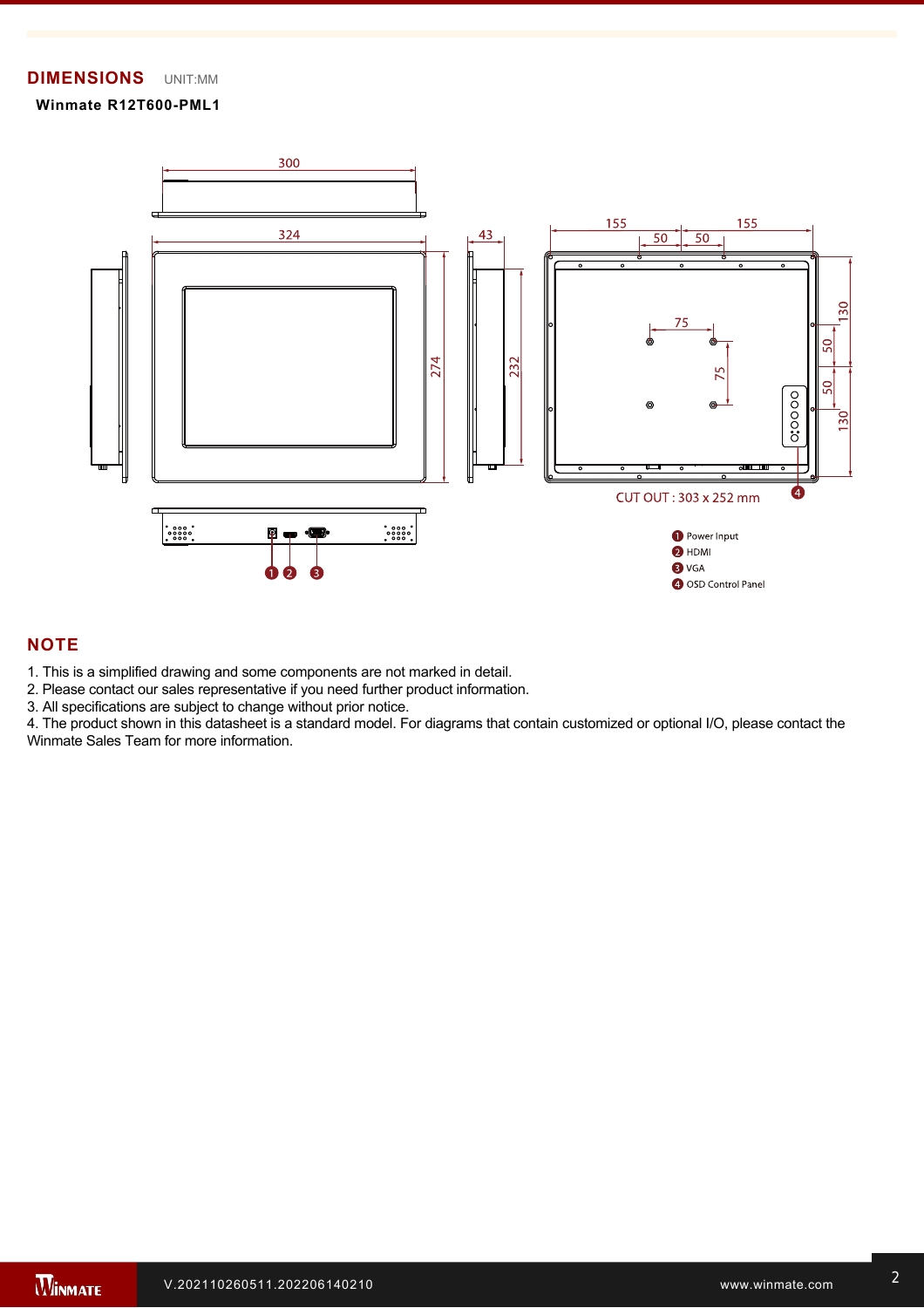## DIMENSIONS UNIT:MM

**Winmate R12T600-PML1**

300

324

43

155 155

50 50

75

75

274

232

130

50

50

130

CUT OUT : 303 x 252 mm

1. Power Input
2. HDMI
3. VGA
4. OSD Control Panel

## NOTE

1. This is a simplified drawing and some components are not marked in detail.
2. Please contact our sales representative if you need further product information.
3. All specifications are subject to change without prior notice.
4. The product shown in this datasheet is a standard model. For diagrams that contain customized or optional I/O, please contact the Winmate Sales Team for more information.